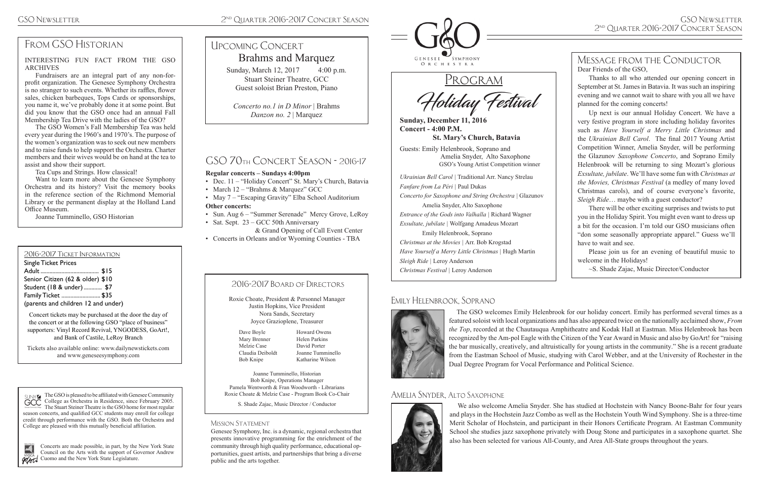## From GSO Historian

INTERESTING FUN FACT FROM THE GSO ARCHIVES

Fundraisers are an integral part of any non-for-profit organization. The Genesee Symphony Orchestra is no stranger to such events. Whether its raffles, flower sales, chicken barbeques, Tops Cards or sponsorships, you name it, we've probably done it at some point. But did you know that the GSO once had an annual Fall Membership Tea Drive with the ladies of the GSO?

The GSO Women's Fall Membership Tea was held every year during the 1960's and 1970's. The purpose of the women's organization was to seek out new members and to raise funds to help support the Orchestra. Charter members and their wives would be on hand at the tea to assist and show their support.

Tea Cups and Strings. How classical!

Want to learn more about the Genesee Symphony Orchestra and its history? Visit the memory books in the reference section of the Richmond Memorial Library or the permanent display at the Holland Land Office Museum.

Joanne Tumminello, GSO Historian

## 2016-2017 Ticket Information

Single Ticket Prices

| | |
|---|---|
| Adult | $15 |
| Senior Citizen (62 & older) | $10 |
| Student (18 & under) | $7 |
| Family Ticket | $35 |

(parents and children 12 and under)

Concert tickets may be purchased at the door the day of the concert or at the following GSO "place of business" supporters: Vinyl Record Revival, YNGODESS, GoArt!, and Bank of Castile, LeRoy Branch

Tickets also available online: www.dailynewstickets.com and www.geneseesymphony.com

The GSO is pleased to be affiliated with Genesee Community College as Orchestra in Residence, since February 2005. The Stuart Steiner Theatre is the GSO home for most regular season concerts, and qualified GCC students may enroll for college credit through performance with the GSO. Both the Orchestra and College are pleased with this mutually beneficial affiliation.

Concerts are made possible, in part, by the New York State Council on the Arts with the support of Governor Andrew Cuomo and the New York State Legislature.

## Upcoming Concert

### Brahms and Marquez

Sunday, March 12, 2017 4:00 p.m.
Stuart Steiner Theatre, GCC
Guest soloist Brian Preston, Piano

*Concerto no.1 in D Minor* | Brahms
*Danzon no. 2* | Marquez

## GSO 70th Concert Season - 2016-17

**Regular concerts – Sundays 4:00pm**

- Dec. 11 – "Holiday Concert" St. Mary's Church, Batavia
- March 12 – "Brahms & Marquez" GCC
- May 7 – "Escaping Gravity" Elba School Auditorium

**Other concerts:**

- Sun. Aug 6 – "Summer Serenade" Mercy Grove, LeRoy
- Sat. Sept. 23 – GCC 50th Anniversary & Grand Opening of Call Event Center
- Concerts in Orleans and/or Wyoming Counties - TBA

## 2016-2017 Board of Directors

Roxie Choate, President & Personnel Manager
Justin Hopkins, Vice President
Nora Sands, Secretary
Joyce Grazioplene, Treasurer

| | |
|---|---|
| Dave Boyle | Howard Owens |
| Mary Brenner | Helen Parkins |
| Melzie Case | David Porter |
| Claudia Deiboldt | Joanne Tumminello |
| Bob Knipe | Katharine Wilson |

Joanne Tumminello, Historian
Bob Knipe, Operations Manager
Pamela Wentworth & Fran Woodworth - Librarians
Roxie Choate & Melzie Case - Program Book Co-Chair

S. Shade Zajac, Music Director / Conductor

### Mission Statement

Genesee Symphony, Inc. is a dynamic, regional orchestra that presents innovative programming for the enrichment of the community through high quality performance, educational opportunities, guest artists, and partnerships that bring a diverse public and the arts together.

Genesee Symphony Orchestra

## Program

### Holiday Festival

**Sunday, December 11, 2016**
**Concert - 4:00 P.M.**
**St. Mary's Church, Batavia**

Guests: Emily Helenbrook, Soprano and Amelia Snyder, Alto Saxophone GSO's Young Artist Competition winner

*Ukrainian Bell Carol* | Traditional Arr. Nancy Strelau
*Fanfare from La Péri* | Paul Dukas
*Concerto for Saxophone and String Orchestra* | Glazunov
Amelia Snyder, Alto Saxophone
*Entrance of the Gods into Valhalla* | Richard Wagner
*Exsultate, jubilate* | Wolfgang Amadeus Mozart
Emily Helenbrook, Soprano
*Christmas at the Movies* | Arr. Bob Krogstad
*Have Yourself a Merry Little Christmas* | Hugh Martin
*Sleigh Ride* | Leroy Anderson
*Christmas Festival* | Leroy Anderson

## Message from the Conductor

Dear Friends of the GSO,

Thanks to all who attended our opening concert in September at St. James in Batavia. It was such an inspiring evening and we cannot wait to share with you all we have planned for the coming concerts!

Up next is our annual Holiday Concert. We have a very festive program in store including holiday favorites such as *Have Yourself a Merry Little Christmas* and the *Ukrainian Bell Carol*. The final 2017 Young Artist Competition Winner, Amelia Snyder, will be performing the Glazunov *Saxophone Concerto*, and Soprano Emily Helenbrook will be returning to sing Mozart's glorious *Exsultate, jubilate*. We'll have some fun with *Christmas at the Movies, Christmas Festival* (a medley of many loved Christmas carols), and of course everyone's favorite, *Sleigh Ride*… maybe with a guest conductor?

There will be other exciting surprises and twists to put you in the Holiday Spirit. You might even want to dress up a bit for the occasion. I'm told our GSO musicians often "don some seasonally appropriate apparel." Guess we'll have to wait and see.

Please join us for an evening of beautiful music to welcome in the Holidays!

~S. Shade Zajac, Music Director/Conductor

## Emily Helenbrook, Soprano

The GSO welcomes Emily Helenbrook for our holiday concert. Emily has performed several times as a featured soloist with local organizations and has also appeared twice on the nationally acclaimed show, *From the Top*, recorded at the Chautauqua Amphitheatre and Kodak Hall at Eastman. Miss Helenbrook has been recognized by the Am-pol Eagle with the Citizen of the Year Award in Music and also by GoArt! for "raising the bar musically, creatively, and altruistically for young artists in the community." She is a recent graduate from the Eastman School of Music, studying with Carol Webber, and at the University of Rochester in the Dual Degree Program for Vocal Performance and Political Science.

## Amelia Snyder, Alto Saxophone

We also welcome Amelia Snyder. She has studied at Hochstein with Nancy Boone-Bahr for four years and plays in the Hochstein Jazz Combo as well as the Hochstein Youth Wind Symphony. She is a three-time Merit Scholar of Hochstein, and participant in their Honors Certificate Program. At Eastman Community School she studies jazz saxophone privately with Doug Stone and participates in a saxophone quartet. She also has been selected for various All-County, and Area All-State groups throughout the years.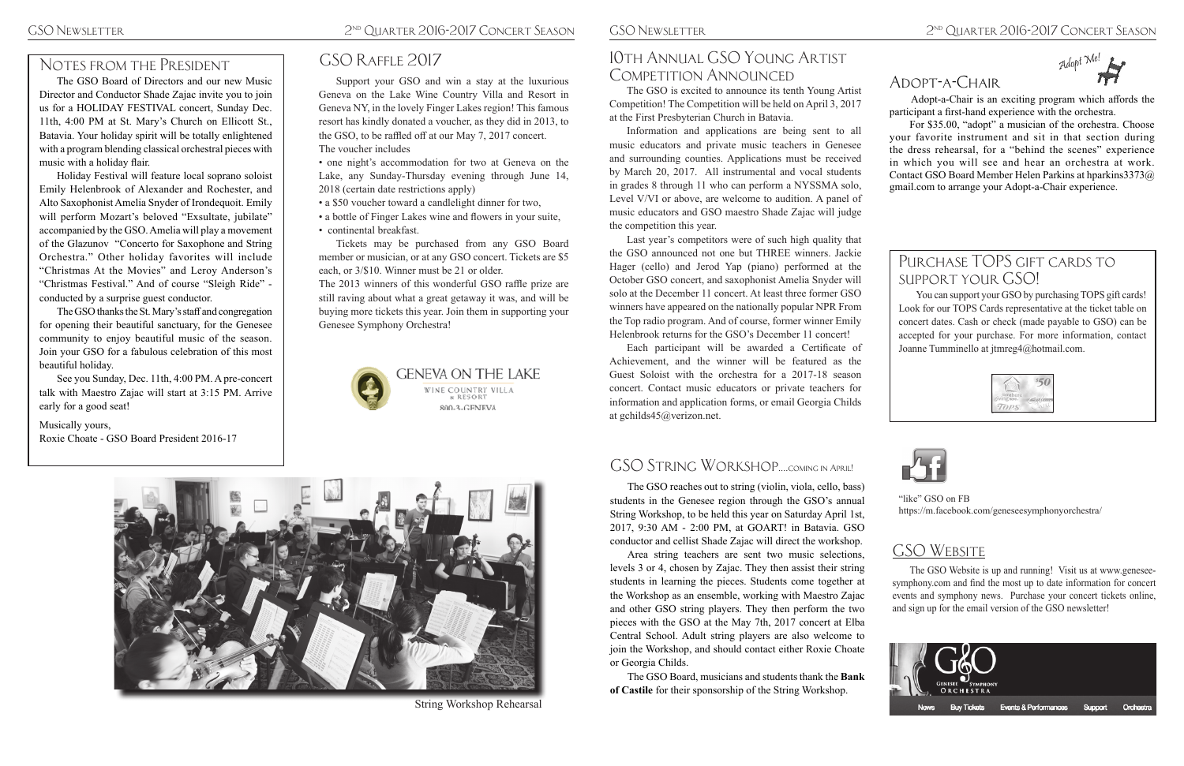## Notes from the President

The GSO Board of Directors and our new Music Director and Conductor Shade Zajac invite you to join us for a HOLIDAY FESTIVAL concert, Sunday Dec. 11th, 4:00 PM at St. Mary's Church on Ellicott St., Batavia. Your holiday spirit will be totally enlightened with a program blending classical orchestral pieces with music with a holiday flair.

Holiday Festival will feature local soprano soloist Emily Helenbrook of Alexander and Rochester, and Alto Saxophonist Amelia Snyder of Irondequoit. Emily will perform Mozart's beloved "Exsultate, jubilate" accompanied by the GSO. Amelia will play a movement of the Glazunov "Concerto for Saxophone and String Orchestra." Other holiday favorites will include "Christmas At the Movies" and Leroy Anderson's "Christmas Festival." And of course "Sleigh Ride" - conducted by a surprise guest conductor.

The GSO thanks the St. Mary's staff and congregation for opening their beautiful sanctuary, for the Genesee community to enjoy beautiful music of the season. Join your GSO for a fabulous celebration of this most beautiful holiday.

See you Sunday, Dec. 11th, 4:00 PM. A pre-concert talk with Maestro Zajac will start at 3:15 PM. Arrive early for a good seat!

Musically yours,
Roxie Choate - GSO Board President 2016-17

## GSO Raffle 2017

Support your GSO and win a stay at the luxurious Geneva on the Lake Wine Country Villa and Resort in Geneva NY, in the lovely Finger Lakes region! This famous resort has kindly donated a voucher, as they did in 2013, to the GSO, to be raffled off at our May 7, 2017 concert.

The voucher includes

- one night's accommodation for two at Geneva on the Lake, any Sunday-Thursday evening through June 14, 2018 (certain date restrictions apply)
- a $50 voucher toward a candlelight dinner for two,
- a bottle of Finger Lakes wine and flowers in your suite,
- continental breakfast.

Tickets may be purchased from any GSO Board member or musician, or at any GSO concert. Tickets are $5 each, or 3/$10. Winner must be 21 or older.

The 2013 winners of this wonderful GSO raffle prize are still raving about what a great getaway it was, and will be buying more tickets this year. Join them in supporting your Genesee Symphony Orchestra!

GENEVA ON THE LAKE
WINE COUNTRY VILLA & RESORT
800-3-GENEVA

String Workshop Rehearsal

## 10th Annual GSO Young Artist Competition Announced

The GSO is excited to announce its tenth Young Artist Competition! The Competition will be held on April 3, 2017 at the First Presbyterian Church in Batavia.

Information and applications are being sent to all music educators and private music teachers in Genesee and surrounding counties. Applications must be received by March 20, 2017. All instrumental and vocal students in grades 8 through 11 who can perform a NYSSMA solo, Level V/VI or above, are welcome to audition. A panel of music educators and GSO maestro Shade Zajac will judge the competition this year.

Last year's competitors were of such high quality that the GSO announced not one but THREE winners. Jackie Hager (cello) and Jerod Yap (piano) performed at the October GSO concert, and saxophonist Amelia Snyder will solo at the December 11 concert. At least three former GSO winners have appeared on the nationally popular NPR From the Top radio program. And of course, former winner Emily Helenbrook returns for the GSO's December 11 concert!

Each participant will be awarded a Certificate of Achievement, and the winner will be featured as the Guest Soloist with the orchestra for a 2017-18 season concert. Contact music educators or private teachers for information and application forms, or email Georgia Childs at gchilds45@verizon.net.

## GSO String Workshop....coming in April!

The GSO reaches out to string (violin, viola, cello, bass) students in the Genesee region through the GSO's annual String Workshop, to be held this year on Saturday April 1st, 2017, 9:30 AM - 2:00 PM, at GOART! in Batavia. GSO conductor and cellist Shade Zajac will direct the workshop.

Area string teachers are sent two music selections, levels 3 or 4, chosen by Zajac. They then assist their string students in learning the pieces. Students come together at the Workshop as an ensemble, working with Maestro Zajac and other GSO string players. They then perform the two pieces with the GSO at the May 7th, 2017 concert at Elba Central School. Adult string players are also welcome to join the Workshop, and should contact either Roxie Choate or Georgia Childs.

The GSO Board, musicians and students thank the **Bank of Castile** for their sponsorship of the String Workshop.

## Adopt-a-Chair

Adopt Me!

Adopt-a-Chair is an exciting program which affords the participant a first-hand experience with the orchestra.

For $35.00, "adopt" a musician of the orchestra. Choose your favorite instrument and sit in that section during the dress rehearsal, for a "behind the scenes" experience in which you will see and hear an orchestra at work. Contact GSO Board Member Helen Parkins at hparkins3373@gmail.com to arrange your Adopt-a-Chair experience.

## Purchase TOPS gift cards to support your GSO!

You can support your GSO by purchasing TOPS gift cards! Look for our TOPS Cards representative at the ticket table on concert dates. Cash or check (made payable to GSO) can be accepted for your purchase. For more information, contact Joanne Tumminello at jtmreg4@hotmail.com.

"like" GSO on FB
https://m.facebook.com/geneseesymphonyorchestra/

## GSO Website

The GSO Website is up and running! Visit us at www.genesee-symphony.com and find the most up to date information for concert events and symphony news. Purchase your concert tickets online, and sign up for the email version of the GSO newsletter!